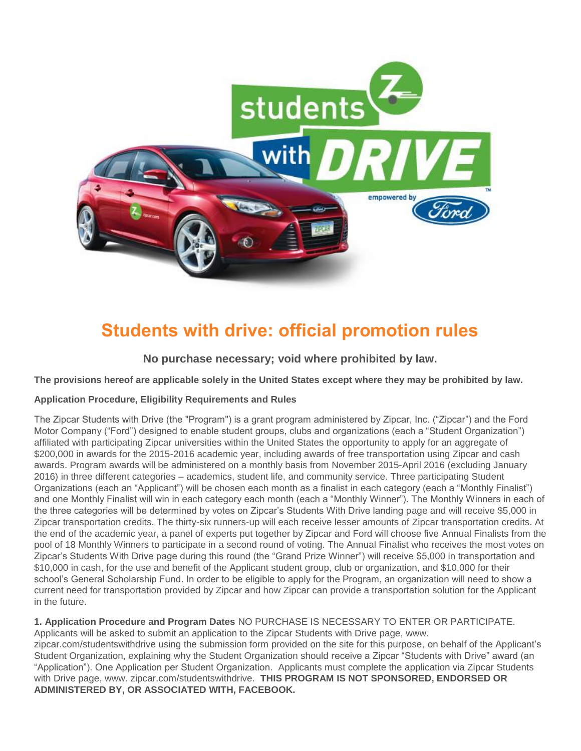# Students with drive: official promotion rules

**No purchase necessary; void where prohibited by law.**

**The provisions hereof are applicable solely in the United States except where they may be prohibited by law.**

**Application Procedure, Eligibility Requirements and Rules**

The Zipcar Students with Drive (the "Program") is a grant program administered by Zipcar, Inc. ("Zipcar") and the Ford Motor Company ("Ford") designed to enable student groups, clubs and organizations (each a "Student Organization") affiliated with participating Zipcar universities within the United States the opportunity to apply for an aggregate of $200,000 in awards for the 2015-2016 academic year, including awards of free transportation using Zipcar and cash awards. Program awards will be administered on a monthly basis from November 2015-April 2016 (excluding January 2016) in three different categories – academics, student life, and community service. Three participating Student Organizations (each an "Applicant") will be chosen each month as a finalist in each category (each a "Monthly Finalist") and one Monthly Finalist will win in each category each month (each a "Monthly Winner"). The Monthly Winners in each of the three categories will be determined by votes on Zipcar's Students With Drive landing page and will receive $5,000 in Zipcar transportation credits. The thirty-six runners-up will each receive lesser amounts of Zipcar transportation credits. At the end of the academic year, a panel of experts put together by Zipcar and Ford will choose five Annual Finalists from the pool of 18 Monthly Winners to participate in a second round of voting. The Annual Finalist who receives the most votes on Zipcar's Students With Drive page during this round (the "Grand Prize Winner") will receive $5,000 in transportation and $10,000 in cash, for the use and benefit of the Applicant student group, club or organization, and $10,000 for their school's General Scholarship Fund. In order to be eligible to apply for the Program, an organization will need to show a current need for transportation provided by Zipcar and how Zipcar can provide a transportation solution for the Applicant in the future.

**1. Application Procedure and Program Dates** NO PURCHASE IS NECESSARY TO ENTER OR PARTICIPATE. Applicants will be asked to submit an application to the Zipcar Students with Drive page, www. zipcar.com/studentswithdrive using the submission form provided on the site for this purpose, on behalf of the Applicant's Student Organization, explaining why the Student Organization should receive a Zipcar "Students with Drive" award (an "Application"). One Application per Student Organization. Applicants must complete the application via Zipcar Students with Drive page, www. zipcar.com/studentswithdrive. **THIS PROGRAM IS NOT SPONSORED, ENDORSED OR ADMINISTERED BY, OR ASSOCIATED WITH, FACEBOOK.**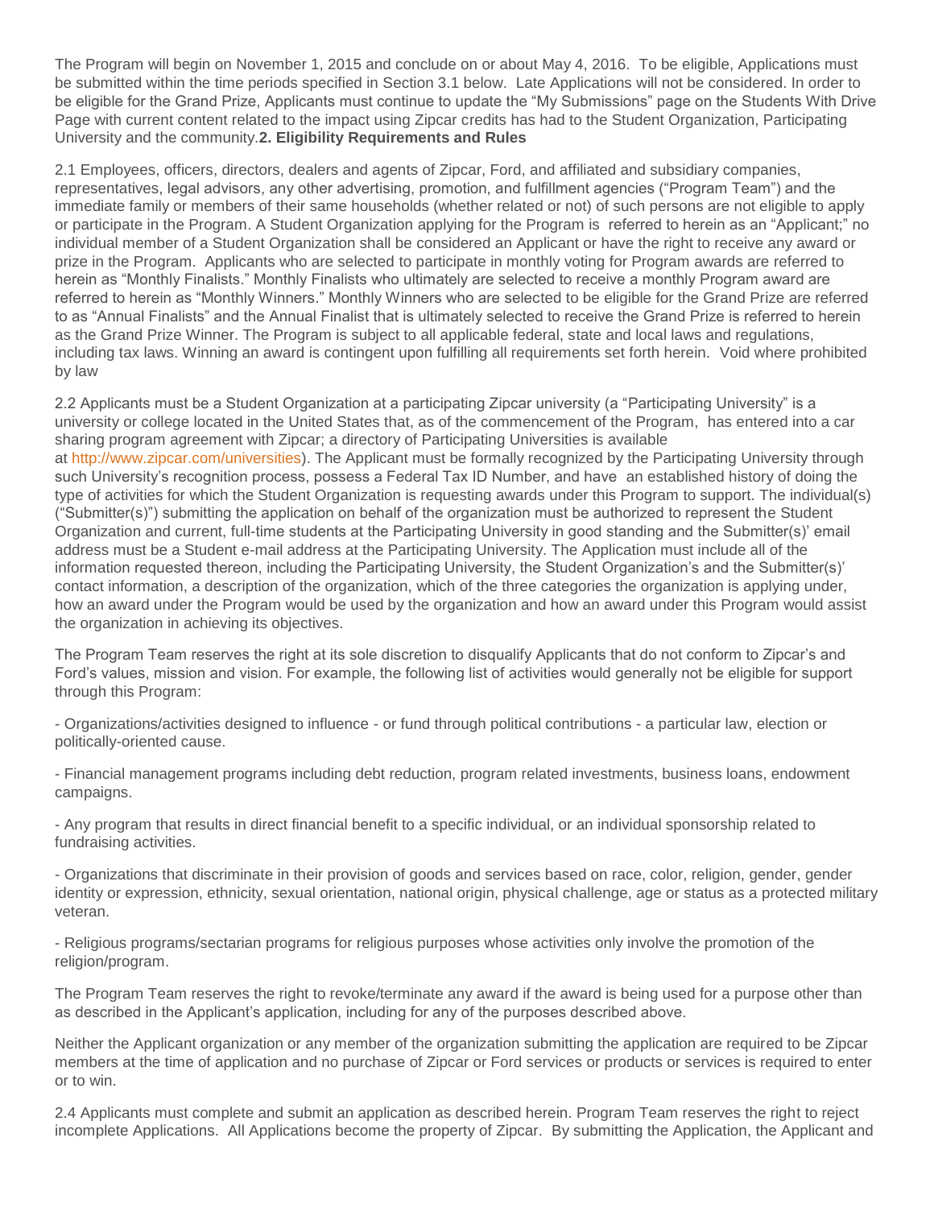The Program will begin on November 1, 2015 and conclude on or about May 4, 2016. To be eligible, Applications must be submitted within the time periods specified in Section 3.1 below. Late Applications will not be considered. In order to be eligible for the Grand Prize, Applicants must continue to update the "My Submissions" page on the Students With Drive Page with current content related to the impact using Zipcar credits has had to the Student Organization, Participating University and the community.

**2. Eligibility Requirements and Rules**

2.1 Employees, officers, directors, dealers and agents of Zipcar, Ford, and affiliated and subsidiary companies, representatives, legal advisors, any other advertising, promotion, and fulfillment agencies ("Program Team") and the immediate family or members of their same households (whether related or not) of such persons are not eligible to apply or participate in the Program. A Student Organization applying for the Program is referred to herein as an "Applicant;" no individual member of a Student Organization shall be considered an Applicant or have the right to receive any award or prize in the Program. Applicants who are selected to participate in monthly voting for Program awards are referred to herein as "Monthly Finalists." Monthly Finalists who ultimately are selected to receive a monthly Program award are referred to herein as "Monthly Winners." Monthly Winners who are selected to be eligible for the Grand Prize are referred to as "Annual Finalists" and the Annual Finalist that is ultimately selected to receive the Grand Prize is referred to herein as the Grand Prize Winner. The Program is subject to all applicable federal, state and local laws and regulations, including tax laws. Winning an award is contingent upon fulfilling all requirements set forth herein. Void where prohibited by law

2.2 Applicants must be a Student Organization at a participating Zipcar university (a "Participating University" is a university or college located in the United States that, as of the commencement of the Program, has entered into a car sharing program agreement with Zipcar; a directory of Participating Universities is available at http://www.zipcar.com/universities). The Applicant must be formally recognized by the Participating University through such University's recognition process, possess a Federal Tax ID Number, and have an established history of doing the type of activities for which the Student Organization is requesting awards under this Program to support. The individual(s) ("Submitter(s)") submitting the application on behalf of the organization must be authorized to represent the Student Organization and current, full-time students at the Participating University in good standing and the Submitter(s)' email address must be a Student e-mail address at the Participating University. The Application must include all of the information requested thereon, including the Participating University, the Student Organization's and the Submitter(s)' contact information, a description of the organization, which of the three categories the organization is applying under, how an award under the Program would be used by the organization and how an award under this Program would assist the organization in achieving its objectives.

The Program Team reserves the right at its sole discretion to disqualify Applicants that do not conform to Zipcar's and Ford's values, mission and vision. For example, the following list of activities would generally not be eligible for support through this Program:

- Organizations/activities designed to influence - or fund through political contributions - a particular law, election or politically-oriented cause.

- Financial management programs including debt reduction, program related investments, business loans, endowment campaigns.

- Any program that results in direct financial benefit to a specific individual, or an individual sponsorship related to fundraising activities.

- Organizations that discriminate in their provision of goods and services based on race, color, religion, gender, gender identity or expression, ethnicity, sexual orientation, national origin, physical challenge, age or status as a protected military veteran.

- Religious programs/sectarian programs for religious purposes whose activities only involve the promotion of the religion/program.

The Program Team reserves the right to revoke/terminate any award if the award is being used for a purpose other than as described in the Applicant's application, including for any of the purposes described above.

Neither the Applicant organization or any member of the organization submitting the application are required to be Zipcar members at the time of application and no purchase of Zipcar or Ford services or products or services is required to enter or to win.

2.4 Applicants must complete and submit an application as described herein. Program Team reserves the right to reject incomplete Applications. All Applications become the property of Zipcar. By submitting the Application, the Applicant and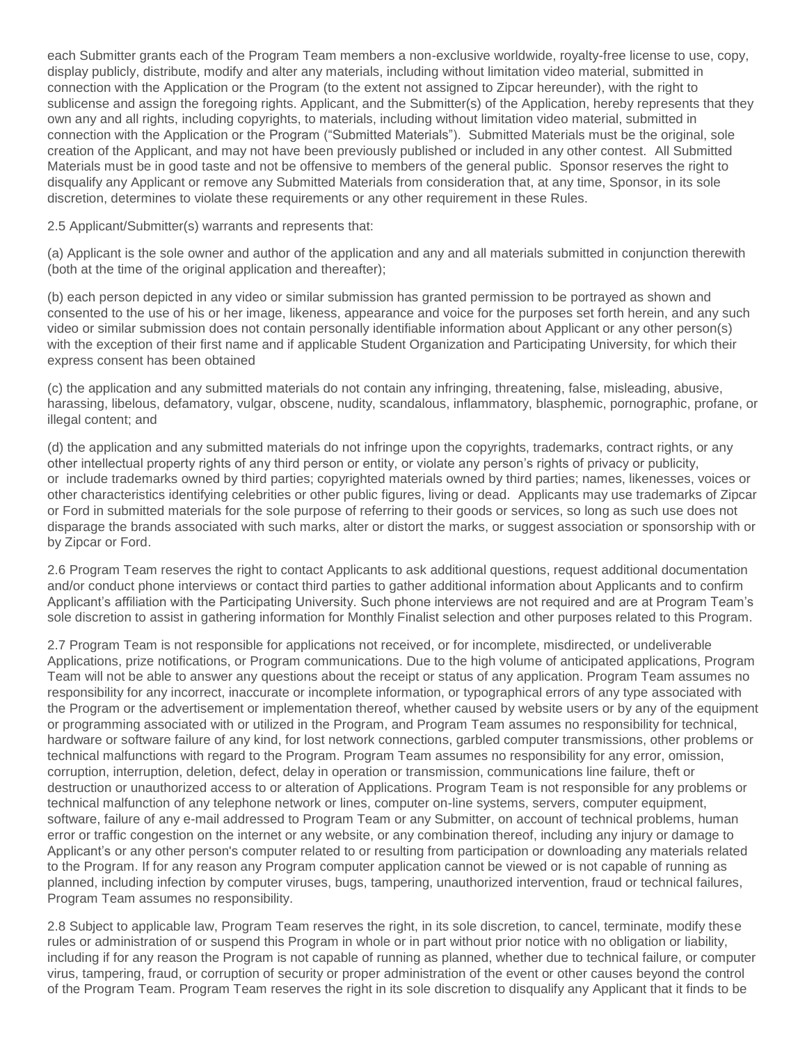each Submitter grants each of the Program Team members a non-exclusive worldwide, royalty-free license to use, copy, display publicly, distribute, modify and alter any materials, including without limitation video material, submitted in connection with the Application or the Program (to the extent not assigned to Zipcar hereunder), with the right to sublicense and assign the foregoing rights. Applicant, and the Submitter(s) of the Application, hereby represents that they own any and all rights, including copyrights, to materials, including without limitation video material, submitted in connection with the Application or the Program ("Submitted Materials"). Submitted Materials must be the original, sole creation of the Applicant, and may not have been previously published or included in any other contest. All Submitted Materials must be in good taste and not be offensive to members of the general public. Sponsor reserves the right to disqualify any Applicant or remove any Submitted Materials from consideration that, at any time, Sponsor, in its sole discretion, determines to violate these requirements or any other requirement in these Rules.

2.5 Applicant/Submitter(s) warrants and represents that:

(a) Applicant is the sole owner and author of the application and any and all materials submitted in conjunction therewith (both at the time of the original application and thereafter);

(b) each person depicted in any video or similar submission has granted permission to be portrayed as shown and consented to the use of his or her image, likeness, appearance and voice for the purposes set forth herein, and any such video or similar submission does not contain personally identifiable information about Applicant or any other person(s) with the exception of their first name and if applicable Student Organization and Participating University, for which their express consent has been obtained

(c) the application and any submitted materials do not contain any infringing, threatening, false, misleading, abusive, harassing, libelous, defamatory, vulgar, obscene, nudity, scandalous, inflammatory, blasphemic, pornographic, profane, or illegal content; and

(d) the application and any submitted materials do not infringe upon the copyrights, trademarks, contract rights, or any other intellectual property rights of any third person or entity, or violate any person's rights of privacy or publicity, or include trademarks owned by third parties; copyrighted materials owned by third parties; names, likenesses, voices or other characteristics identifying celebrities or other public figures, living or dead. Applicants may use trademarks of Zipcar or Ford in submitted materials for the sole purpose of referring to their goods or services, so long as such use does not disparage the brands associated with such marks, alter or distort the marks, or suggest association or sponsorship with or by Zipcar or Ford.

2.6 Program Team reserves the right to contact Applicants to ask additional questions, request additional documentation and/or conduct phone interviews or contact third parties to gather additional information about Applicants and to confirm Applicant's affiliation with the Participating University. Such phone interviews are not required and are at Program Team's sole discretion to assist in gathering information for Monthly Finalist selection and other purposes related to this Program.

2.7 Program Team is not responsible for applications not received, or for incomplete, misdirected, or undeliverable Applications, prize notifications, or Program communications. Due to the high volume of anticipated applications, Program Team will not be able to answer any questions about the receipt or status of any application. Program Team assumes no responsibility for any incorrect, inaccurate or incomplete information, or typographical errors of any type associated with the Program or the advertisement or implementation thereof, whether caused by website users or by any of the equipment or programming associated with or utilized in the Program, and Program Team assumes no responsibility for technical, hardware or software failure of any kind, for lost network connections, garbled computer transmissions, other problems or technical malfunctions with regard to the Program. Program Team assumes no responsibility for any error, omission, corruption, interruption, deletion, defect, delay in operation or transmission, communications line failure, theft or destruction or unauthorized access to or alteration of Applications. Program Team is not responsible for any problems or technical malfunction of any telephone network or lines, computer on-line systems, servers, computer equipment, software, failure of any e-mail addressed to Program Team or any Submitter, on account of technical problems, human error or traffic congestion on the internet or any website, or any combination thereof, including any injury or damage to Applicant's or any other person's computer related to or resulting from participation or downloading any materials related to the Program. If for any reason any Program computer application cannot be viewed or is not capable of running as planned, including infection by computer viruses, bugs, tampering, unauthorized intervention, fraud or technical failures, Program Team assumes no responsibility.

2.8 Subject to applicable law, Program Team reserves the right, in its sole discretion, to cancel, terminate, modify these rules or administration of or suspend this Program in whole or in part without prior notice with no obligation or liability, including if for any reason the Program is not capable of running as planned, whether due to technical failure, or computer virus, tampering, fraud, or corruption of security or proper administration of the event or other causes beyond the control of the Program Team. Program Team reserves the right in its sole discretion to disqualify any Applicant that it finds to be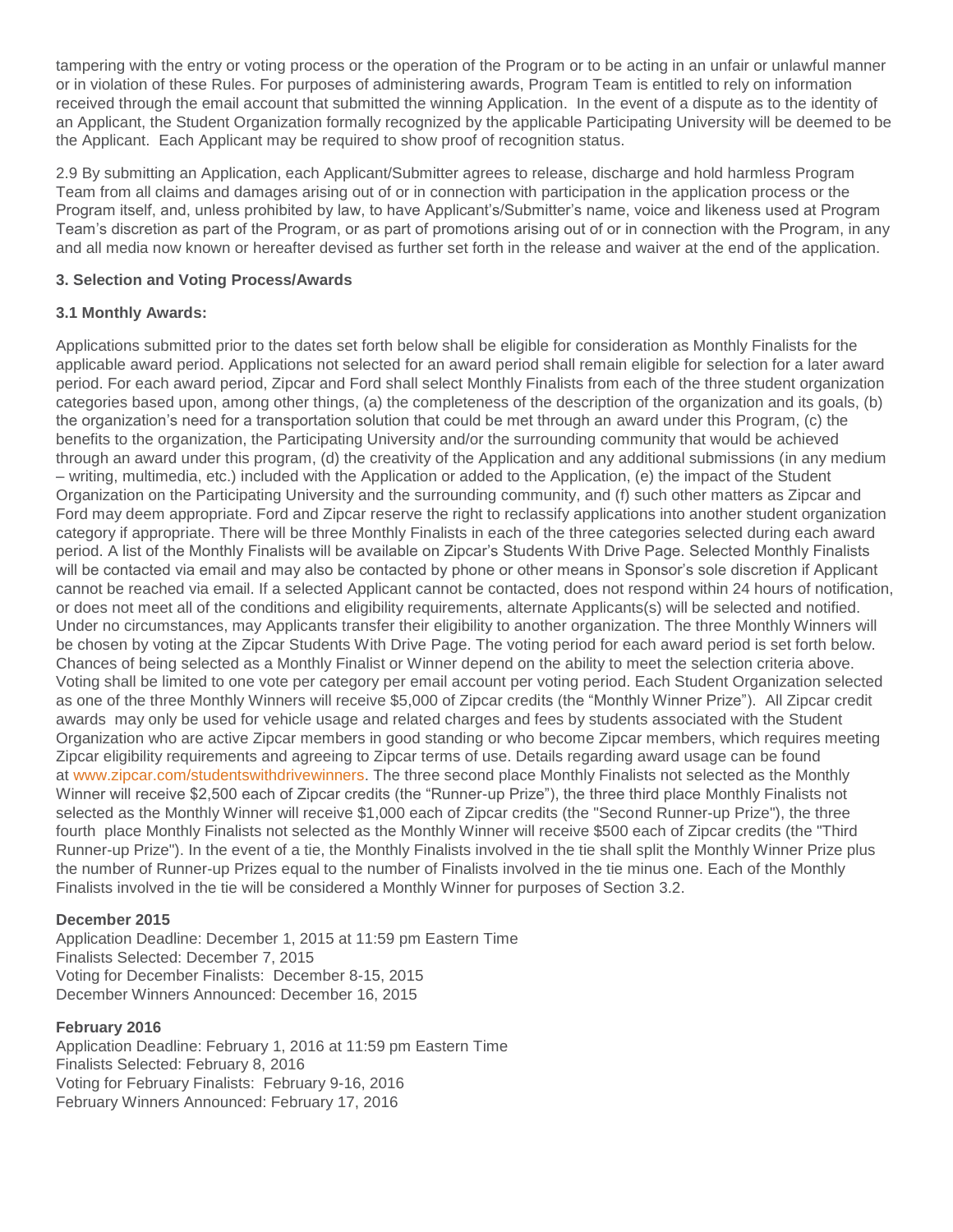tampering with the entry or voting process or the operation of the Program or to be acting in an unfair or unlawful manner or in violation of these Rules. For purposes of administering awards, Program Team is entitled to rely on information received through the email account that submitted the winning Application. In the event of a dispute as to the identity of an Applicant, the Student Organization formally recognized by the applicable Participating University will be deemed to be the Applicant. Each Applicant may be required to show proof of recognition status.

2.9 By submitting an Application, each Applicant/Submitter agrees to release, discharge and hold harmless Program Team from all claims and damages arising out of or in connection with participation in the application process or the Program itself, and, unless prohibited by law, to have Applicant's/Submitter's name, voice and likeness used at Program Team's discretion as part of the Program, or as part of promotions arising out of or in connection with the Program, in any and all media now known or hereafter devised as further set forth in the release and waiver at the end of the application.

### 3. Selection and Voting Process/Awards

#### 3.1 Monthly Awards:

Applications submitted prior to the dates set forth below shall be eligible for consideration as Monthly Finalists for the applicable award period. Applications not selected for an award period shall remain eligible for selection for a later award period. For each award period, Zipcar and Ford shall select Monthly Finalists from each of the three student organization categories based upon, among other things, (a) the completeness of the description of the organization and its goals, (b) the organization's need for a transportation solution that could be met through an award under this Program, (c) the benefits to the organization, the Participating University and/or the surrounding community that would be achieved through an award under this program, (d) the creativity of the Application and any additional submissions (in any medium – writing, multimedia, etc.) included with the Application or added to the Application, (e) the impact of the Student Organization on the Participating University and the surrounding community, and (f) such other matters as Zipcar and Ford may deem appropriate. Ford and Zipcar reserve the right to reclassify applications into another student organization category if appropriate. There will be three Monthly Finalists in each of the three categories selected during each award period. A list of the Monthly Finalists will be available on Zipcar's Students With Drive Page. Selected Monthly Finalists will be contacted via email and may also be contacted by phone or other means in Sponsor's sole discretion if Applicant cannot be reached via email. If a selected Applicant cannot be contacted, does not respond within 24 hours of notification, or does not meet all of the conditions and eligibility requirements, alternate Applicants(s) will be selected and notified. Under no circumstances, may Applicants transfer their eligibility to another organization. The three Monthly Winners will be chosen by voting at the Zipcar Students With Drive Page. The voting period for each award period is set forth below. Chances of being selected as a Monthly Finalist or Winner depend on the ability to meet the selection criteria above. Voting shall be limited to one vote per category per email account per voting period. Each Student Organization selected as one of the three Monthly Winners will receive $5,000 of Zipcar credits (the "Monthly Winner Prize"). All Zipcar credit awards may only be used for vehicle usage and related charges and fees by students associated with the Student Organization who are active Zipcar members in good standing or who become Zipcar members, which requires meeting Zipcar eligibility requirements and agreeing to Zipcar terms of use. Details regarding award usage can be found at www.zipcar.com/studentswithdrivewinners. The three second place Monthly Finalists not selected as the Monthly Winner will receive $2,500 each of Zipcar credits (the "Runner-up Prize"), the three third place Monthly Finalists not selected as the Monthly Winner will receive $1,000 each of Zipcar credits (the "Second Runner-up Prize"), the three fourth place Monthly Finalists not selected as the Monthly Winner will receive $500 each of Zipcar credits (the "Third Runner-up Prize"). In the event of a tie, the Monthly Finalists involved in the tie shall split the Monthly Winner Prize plus the number of Runner-up Prizes equal to the number of Finalists involved in the tie minus one. Each of the Monthly Finalists involved in the tie will be considered a Monthly Winner for purposes of Section 3.2.

**December 2015**
Application Deadline: December 1, 2015 at 11:59 pm Eastern Time
Finalists Selected: December 7, 2015
Voting for December Finalists: December 8-15, 2015
December Winners Announced: December 16, 2015

**February 2016**
Application Deadline: February 1, 2016 at 11:59 pm Eastern Time
Finalists Selected: February 8, 2016
Voting for February Finalists: February 9-16, 2016
February Winners Announced: February 17, 2016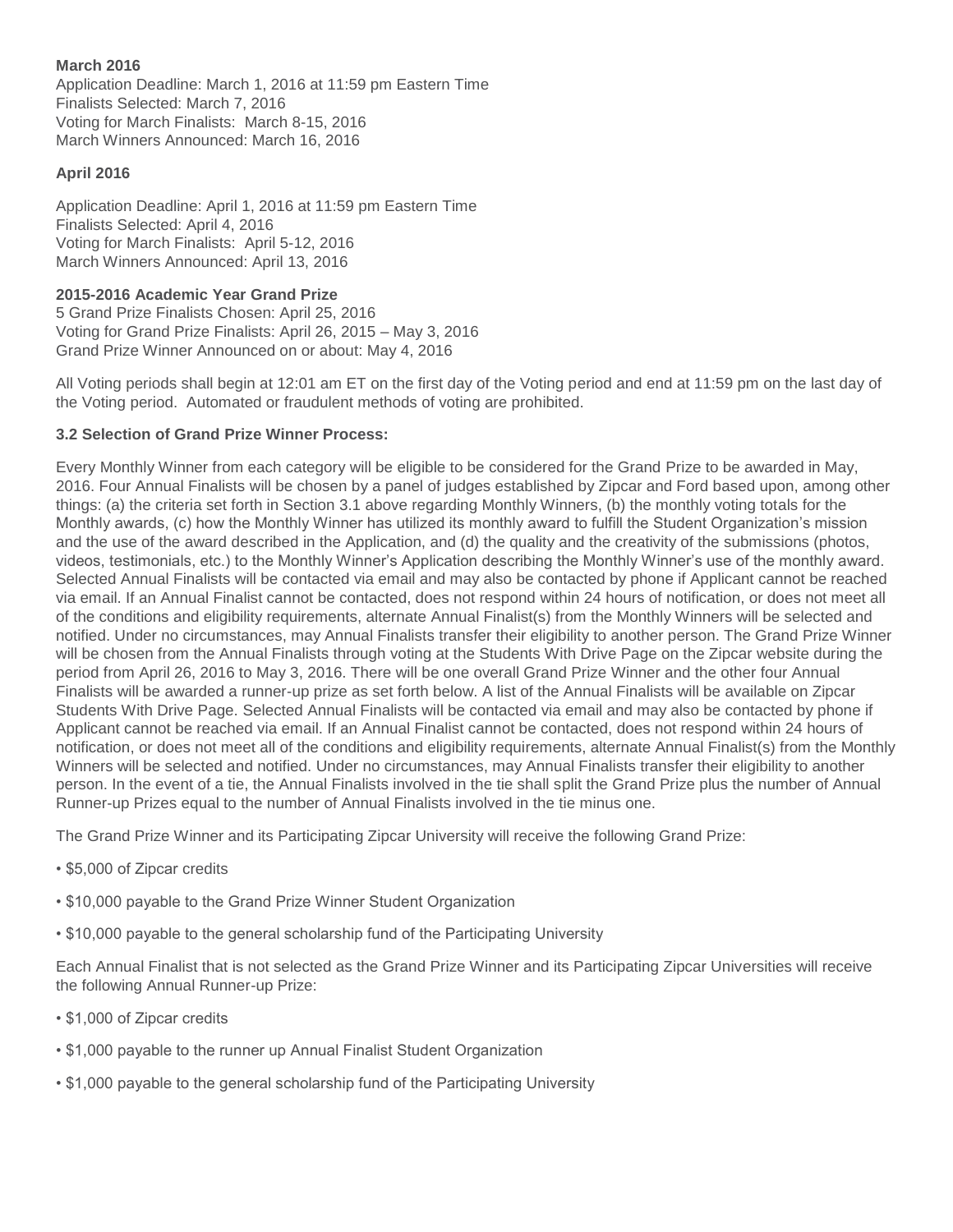**March 2016**

Application Deadline: March 1, 2016 at 11:59 pm Eastern Time
Finalists Selected: March 7, 2016
Voting for March Finalists: March 8-15, 2016
March Winners Announced: March 16, 2016

**April 2016**

Application Deadline: April 1, 2016 at 11:59 pm Eastern Time
Finalists Selected: April 4, 2016
Voting for March Finalists: April 5-12, 2016
March Winners Announced: April 13, 2016

**2015-2016 Academic Year Grand Prize**

5 Grand Prize Finalists Chosen: April 25, 2016
Voting for Grand Prize Finalists: April 26, 2015 – May 3, 2016
Grand Prize Winner Announced on or about: May 4, 2016

All Voting periods shall begin at 12:01 am ET on the first day of the Voting period and end at 11:59 pm on the last day of the Voting period. Automated or fraudulent methods of voting are prohibited.

**3.2 Selection of Grand Prize Winner Process:**

Every Monthly Winner from each category will be eligible to be considered for the Grand Prize to be awarded in May, 2016. Four Annual Finalists will be chosen by a panel of judges established by Zipcar and Ford based upon, among other things: (a) the criteria set forth in Section 3.1 above regarding Monthly Winners, (b) the monthly voting totals for the Monthly awards, (c) how the Monthly Winner has utilized its monthly award to fulfill the Student Organization's mission and the use of the award described in the Application, and (d) the quality and the creativity of the submissions (photos, videos, testimonials, etc.) to the Monthly Winner's Application describing the Monthly Winner's use of the monthly award. Selected Annual Finalists will be contacted via email and may also be contacted by phone if Applicant cannot be reached via email. If an Annual Finalist cannot be contacted, does not respond within 24 hours of notification, or does not meet all of the conditions and eligibility requirements, alternate Annual Finalist(s) from the Monthly Winners will be selected and notified. Under no circumstances, may Annual Finalists transfer their eligibility to another person. The Grand Prize Winner will be chosen from the Annual Finalists through voting at the Students With Drive Page on the Zipcar website during the period from April 26, 2016 to May 3, 2016. There will be one overall Grand Prize Winner and the other four Annual Finalists will be awarded a runner-up prize as set forth below. A list of the Annual Finalists will be available on Zipcar Students With Drive Page. Selected Annual Finalists will be contacted via email and may also be contacted by phone if Applicant cannot be reached via email. If an Annual Finalist cannot be contacted, does not respond within 24 hours of notification, or does not meet all of the conditions and eligibility requirements, alternate Annual Finalist(s) from the Monthly Winners will be selected and notified. Under no circumstances, may Annual Finalists transfer their eligibility to another person. In the event of a tie, the Annual Finalists involved in the tie shall split the Grand Prize plus the number of Annual Runner-up Prizes equal to the number of Annual Finalists involved in the tie minus one.

The Grand Prize Winner and its Participating Zipcar University will receive the following Grand Prize:

- $5,000 of Zipcar credits
- $10,000 payable to the Grand Prize Winner Student Organization
- $10,000 payable to the general scholarship fund of the Participating University

Each Annual Finalist that is not selected as the Grand Prize Winner and its Participating Zipcar Universities will receive the following Annual Runner-up Prize:

- $1,000 of Zipcar credits
- $1,000 payable to the runner up Annual Finalist Student Organization
- $1,000 payable to the general scholarship fund of the Participating University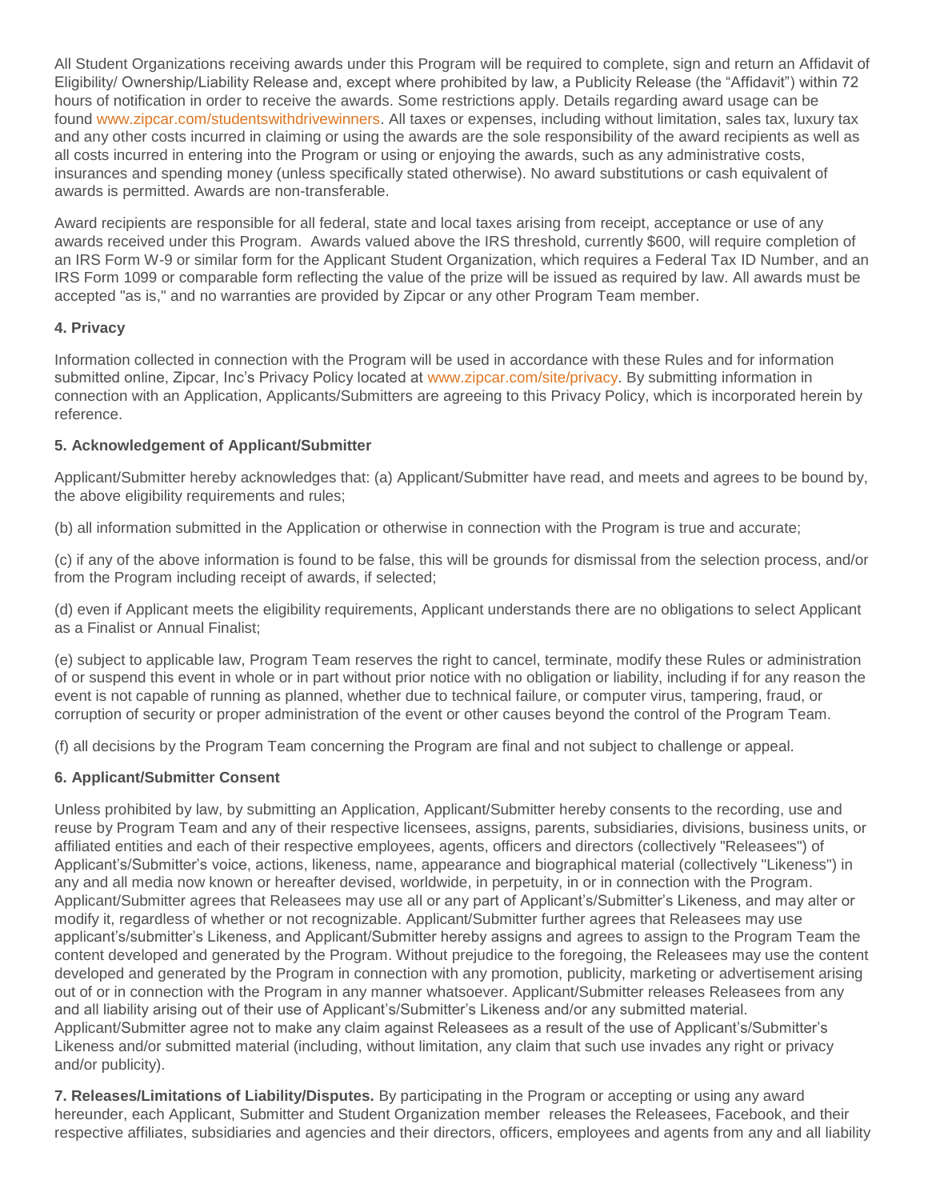All Student Organizations receiving awards under this Program will be required to complete, sign and return an Affidavit of Eligibility/ Ownership/Liability Release and, except where prohibited by law, a Publicity Release (the "Affidavit") within 72 hours of notification in order to receive the awards. Some restrictions apply. Details regarding award usage can be found www.zipcar.com/studentswithdrivewinners. All taxes or expenses, including without limitation, sales tax, luxury tax and any other costs incurred in claiming or using the awards are the sole responsibility of the award recipients as well as all costs incurred in entering into the Program or using or enjoying the awards, such as any administrative costs, insurances and spending money (unless specifically stated otherwise). No award substitutions or cash equivalent of awards is permitted. Awards are non-transferable.

Award recipients are responsible for all federal, state and local taxes arising from receipt, acceptance or use of any awards received under this Program. Awards valued above the IRS threshold, currently $600, will require completion of an IRS Form W-9 or similar form for the Applicant Student Organization, which requires a Federal Tax ID Number, and an IRS Form 1099 or comparable form reflecting the value of the prize will be issued as required by law. All awards must be accepted "as is," and no warranties are provided by Zipcar or any other Program Team member.

**4. Privacy**

Information collected in connection with the Program will be used in accordance with these Rules and for information submitted online, Zipcar, Inc's Privacy Policy located at www.zipcar.com/site/privacy. By submitting information in connection with an Application, Applicants/Submitters are agreeing to this Privacy Policy, which is incorporated herein by reference.

**5. Acknowledgement of Applicant/Submitter**

Applicant/Submitter hereby acknowledges that: (a) Applicant/Submitter have read, and meets and agrees to be bound by, the above eligibility requirements and rules;

(b) all information submitted in the Application or otherwise in connection with the Program is true and accurate;

(c) if any of the above information is found to be false, this will be grounds for dismissal from the selection process, and/or from the Program including receipt of awards, if selected;

(d) even if Applicant meets the eligibility requirements, Applicant understands there are no obligations to select Applicant as a Finalist or Annual Finalist;

(e) subject to applicable law, Program Team reserves the right to cancel, terminate, modify these Rules or administration of or suspend this event in whole or in part without prior notice with no obligation or liability, including if for any reason the event is not capable of running as planned, whether due to technical failure, or computer virus, tampering, fraud, or corruption of security or proper administration of the event or other causes beyond the control of the Program Team.

(f) all decisions by the Program Team concerning the Program are final and not subject to challenge or appeal.

**6. Applicant/Submitter Consent**

Unless prohibited by law, by submitting an Application, Applicant/Submitter hereby consents to the recording, use and reuse by Program Team and any of their respective licensees, assigns, parents, subsidiaries, divisions, business units, or affiliated entities and each of their respective employees, agents, officers and directors (collectively "Releasees") of Applicant's/Submitter's voice, actions, likeness, name, appearance and biographical material (collectively "Likeness") in any and all media now known or hereafter devised, worldwide, in perpetuity, in or in connection with the Program. Applicant/Submitter agrees that Releasees may use all or any part of Applicant's/Submitter's Likeness, and may alter or modify it, regardless of whether or not recognizable. Applicant/Submitter further agrees that Releasees may use applicant's/submitter's Likeness, and Applicant/Submitter hereby assigns and agrees to assign to the Program Team the content developed and generated by the Program. Without prejudice to the foregoing, the Releasees may use the content developed and generated by the Program in connection with any promotion, publicity, marketing or advertisement arising out of or in connection with the Program in any manner whatsoever. Applicant/Submitter releases Releasees from any and all liability arising out of their use of Applicant's/Submitter's Likeness and/or any submitted material. Applicant/Submitter agree not to make any claim against Releasees as a result of the use of Applicant's/Submitter's Likeness and/or submitted material (including, without limitation, any claim that such use invades any right or privacy and/or publicity).

**7. Releases/Limitations of Liability/Disputes.** By participating in the Program or accepting or using any award hereunder, each Applicant, Submitter and Student Organization member releases the Releasees, Facebook, and their respective affiliates, subsidiaries and agencies and their directors, officers, employees and agents from any and all liability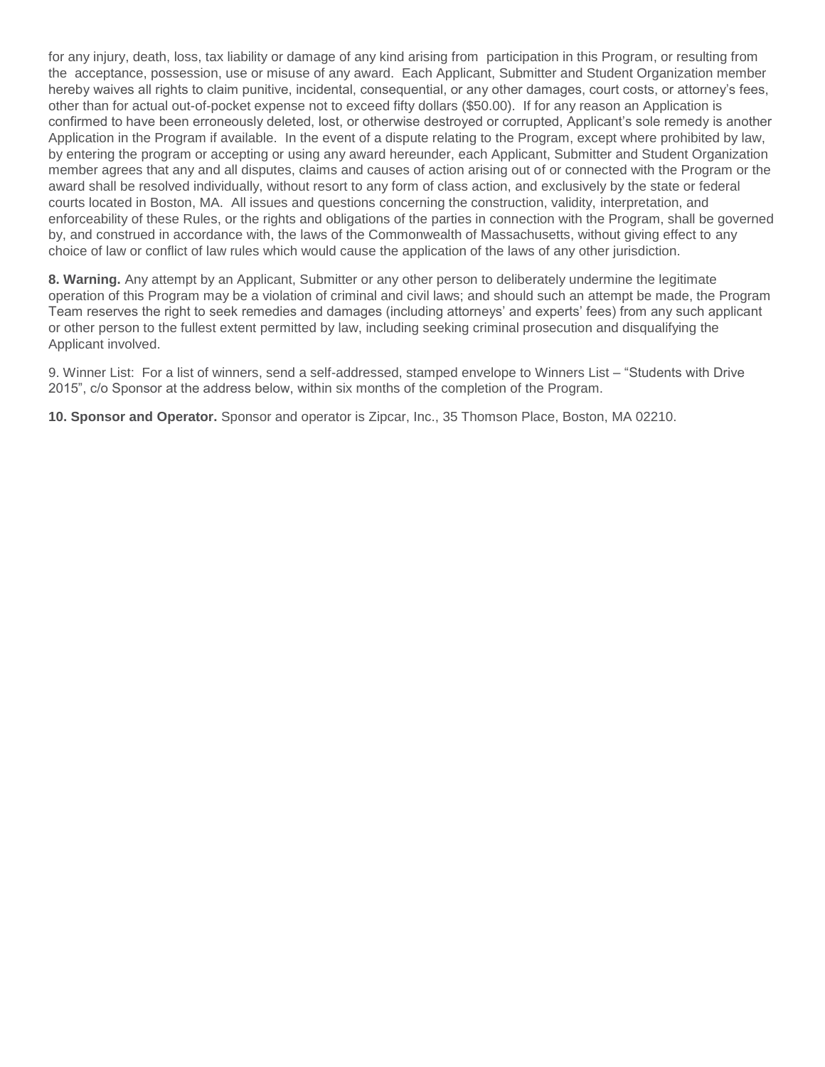for any injury, death, loss, tax liability or damage of any kind arising from participation in this Program, or resulting from the acceptance, possession, use or misuse of any award. Each Applicant, Submitter and Student Organization member hereby waives all rights to claim punitive, incidental, consequential, or any other damages, court costs, or attorney's fees, other than for actual out-of-pocket expense not to exceed fifty dollars ($50.00). If for any reason an Application is confirmed to have been erroneously deleted, lost, or otherwise destroyed or corrupted, Applicant's sole remedy is another Application in the Program if available. In the event of a dispute relating to the Program, except where prohibited by law, by entering the program or accepting or using any award hereunder, each Applicant, Submitter and Student Organization member agrees that any and all disputes, claims and causes of action arising out of or connected with the Program or the award shall be resolved individually, without resort to any form of class action, and exclusively by the state or federal courts located in Boston, MA. All issues and questions concerning the construction, validity, interpretation, and enforceability of these Rules, or the rights and obligations of the parties in connection with the Program, shall be governed by, and construed in accordance with, the laws of the Commonwealth of Massachusetts, without giving effect to any choice of law or conflict of law rules which would cause the application of the laws of any other jurisdiction.

**8. Warning.** Any attempt by an Applicant, Submitter or any other person to deliberately undermine the legitimate operation of this Program may be a violation of criminal and civil laws; and should such an attempt be made, the Program Team reserves the right to seek remedies and damages (including attorneys' and experts' fees) from any such applicant or other person to the fullest extent permitted by law, including seeking criminal prosecution and disqualifying the Applicant involved.

9. Winner List: For a list of winners, send a self-addressed, stamped envelope to Winners List – "Students with Drive 2015", c/o Sponsor at the address below, within six months of the completion of the Program.

**10. Sponsor and Operator.** Sponsor and operator is Zipcar, Inc., 35 Thomson Place, Boston, MA 02210.